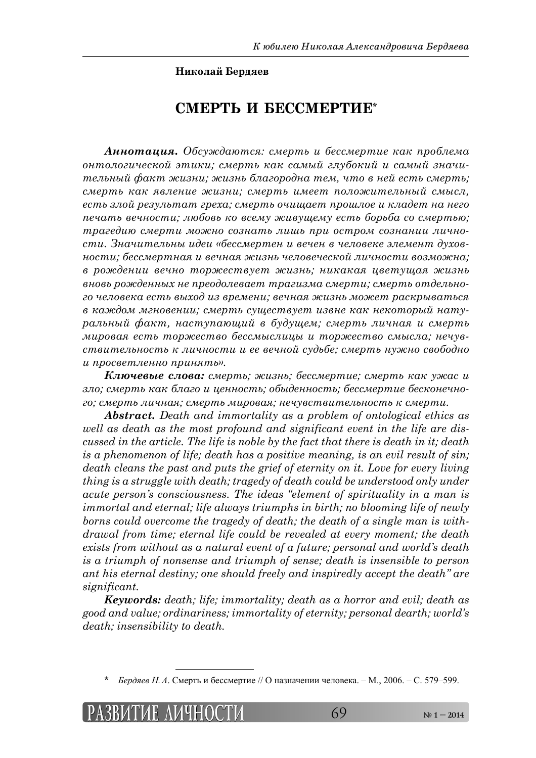**Николай Бердяев**

# СМЕРТЬ И БЕССМЕРТИЕ*

***Аннотация.*** *Обсуждаются: смерть и бессмертие как проблема онтологической этики; смерть как самый глубокий и самый значительный факт жизни; жизнь благородна тем, что в ней есть смерть; смерть как явление жизни; смерть имеет положительный смысл, есть злой результат греха; смерть очищает прошлое и кладет на него печать вечности; любовь ко всему живущему есть борьба со смертью; трагедию смерти можно сознать лишь при остром сознании личности. Значительны идеи «бессмертен и вечен в человеке элемент духовности; бессмертная и вечная жизнь человеческой личности возможна; в рождении вечно торжествует жизнь; никакая цветущая жизнь вновь рожденных не преодолевает трагизма смерти; смерть отдельного человека есть выход из времени; вечная жизнь может раскрываться в каждом мгновении; смерть существует извне как некоторый натуральный факт, наступающий в будущем; смерть личная и смерть мировая есть торжество бессмыслицы и торжество смысла; нечувствительность к личности и ее вечной судьбе; смерть нужно свободно и просветленно принять».*

***Ключевые слова:*** *смерть; жизнь; бессмертие; смерть как ужас и зло; смерть как благо и ценность; обыденность; бессмертие бесконечного; смерть личная; смерть мировая; нечувствительность к смерти.*

***Abstract.*** *Death and immortality as a problem of ontological ethics as well as death as the most profound and significant event in the life are discussed in the article. The life is noble by the fact that there is death in it; death is a phenomenon of life; death has a positive meaning, is an evil result of sin; death cleans the past and puts the grief of eternity on it. Love for every living thing is a struggle with death; tragedy of death could be understood only under acute person's consciousness. The ideas "element of spirituality in a man is immortal and eternal; life always triumphs in birth; no blooming life of newly borns could overcome the tragedy of death; the death of a single man is withdrawal from time; eternal life could be revealed at every moment; the death exists from without as a natural event of a future; personal and world's death is a triumph of nonsense and triumph of sense; death is insensible to person ant his eternal destiny; one should freely and inspiredly accept the death" are significant.*

***Keywords:*** *death; life; immortality; death as a horror and evil; death as good and value; ordinariness; immortality of eternity; personal dearth; world's death; insensibility to death.*

---

\* *Бердяев Н. А.* Смерть и бессмертие // О назначении человека. – М., 2006. – С. 579–599.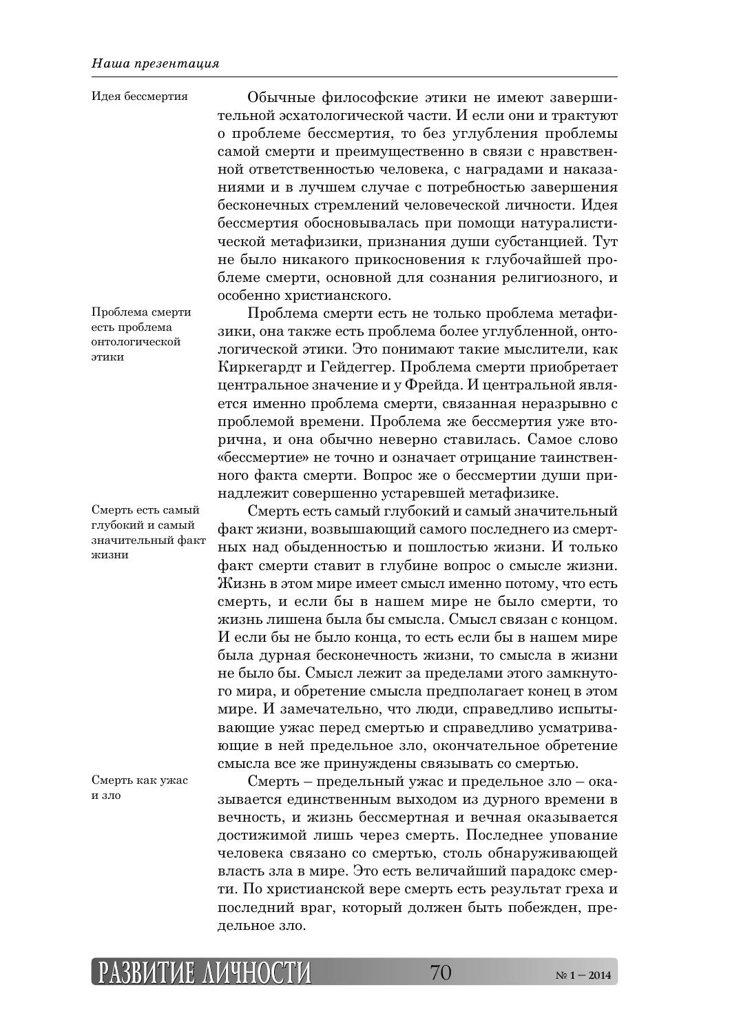Идея бессмертия

Обычные философские этики не имеют завершительной эсхатологической части. И если они и трактуют о проблеме бессмертия, то без углубления проблемы самой смерти и преимущественно в связи с нравственной ответственностью человека, с наградами и наказаниями и в лучшем случае с потребностью завершения бесконечных стремлений человеческой личности. Идея бессмертия обосновывалась при помощи натуралистической метафизики, признания души субстанцией. Тут не было никакого прикосновения к глубочайшей проблеме смерти, основной для сознания религиозного, и особенно христианского.

Проблема смерти есть проблема онтологической этики

Проблема смерти есть не только проблема метафизики, она также есть проблема более углубленной, онтологической этики. Это понимают такие мыслители, как Киркегардт и Гейдеггер. Проблема смерти приобретает центральное значение и у Фрейда. И центральной является именно проблема смерти, связанная неразрывно с проблемой времени. Проблема же бессмертия уже вторична, и она обычно неверно ставилась. Самое слово «бессмертие» не точно и означает отрицание таинственного факта смерти. Вопрос же о бессмертии души принадлежит совершенно устаревшей метафизике.

Смерть есть самый глубокий и самый значительный факт жизни

Смерть есть самый глубокий и самый значительный факт жизни, возвышающий самого последнего из смертных над обыденностью и пошлостью жизни. И только факт смерти ставит в глубине вопрос о смысле жизни. Жизнь в этом мире имеет смысл именно потому, что есть смерть, и если бы в нашем мире не было смерти, то жизнь лишена была бы смысла. Смысл связан с концом. И если бы не было конца, то есть если бы в нашем мире была дурная бесконечность жизни, то смысла в жизни не было бы. Смысл лежит за пределами этого замкнутого мира, и обретение смысла предполагает конец в этом мире. И замечательно, что люди, справедливо испытывающие ужас перед смертью и справедливо усматривающие в ней предельное зло, окончательное обретение смысла все же принуждены связывать со смертью.

Смерть как ужас и зло

Смерть – предельный ужас и предельное зло – оказывается единственным выходом из дурного времени в вечность, и жизнь бессмертная и вечная оказывается достижимой лишь через смерть. Последнее упование человека связано со смертью, столь обнаруживающей власть зла в мире. Это есть величайший парадокс смерти. По христианской вере смерть есть результат греха и последний враг, который должен быть побежден, предельное зло.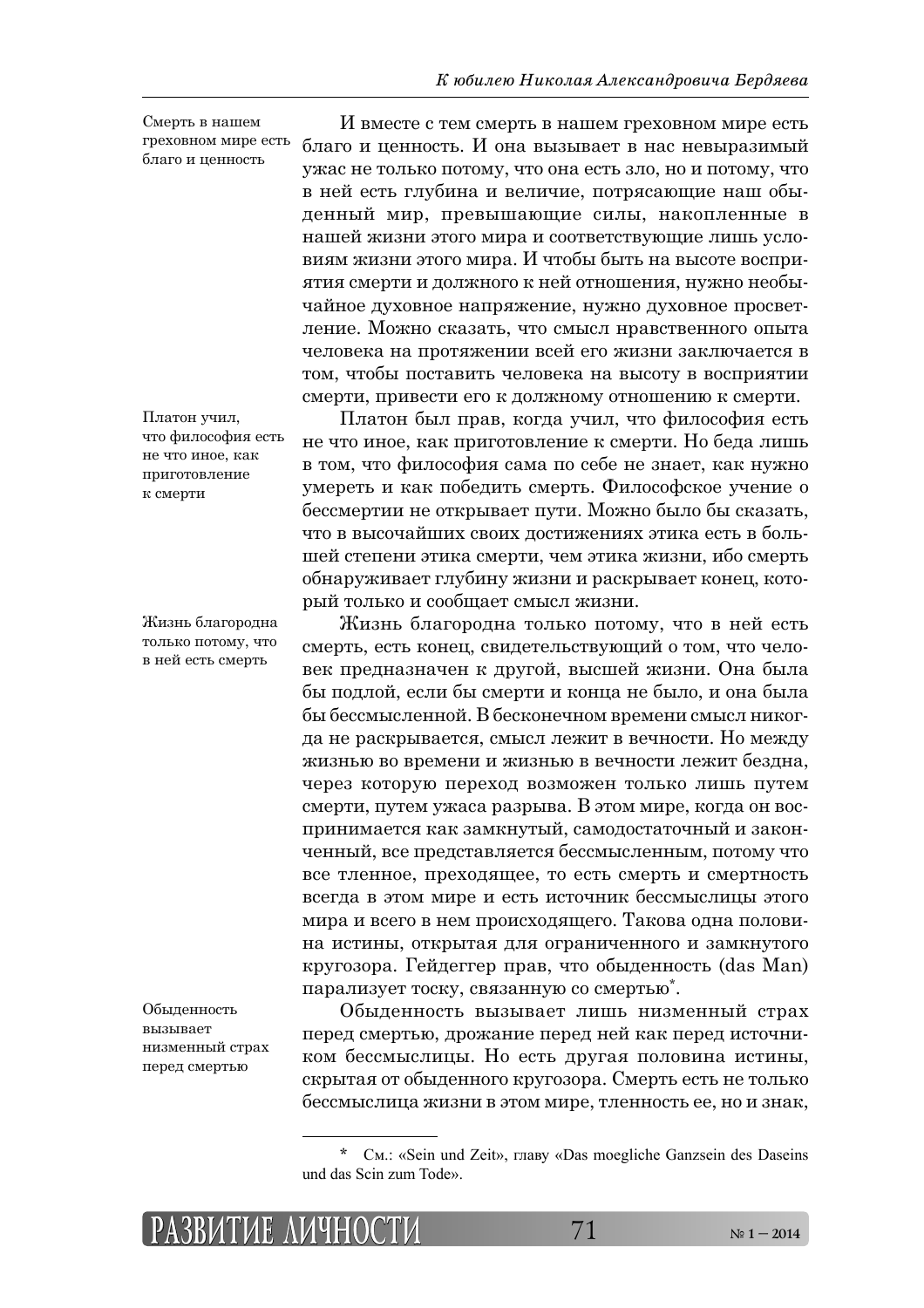Смерть в нашем греховном мире есть благо и ценность

И вместе с тем смерть в нашем греховном мире есть благо и ценность. И она вызывает в нас невыразимый ужас не только потому, что она есть зло, но и потому, что в ней есть глубина и величие, потрясающие наш обыденный мир, превышающие силы, накопленные в нашей жизни этого мира и соответствующие лишь условиям жизни этого мира. И чтобы быть на высоте восприятия смерти и должного к ней отношения, нужно необычайное духовное напряжение, нужно духовное просветление. Можно сказать, что смысл нравственного опыта человека на протяжении всей его жизни заключается в том, чтобы поставить человека на высоту в восприятии смерти, привести его к должному отношению к смерти.

Платон учил, что философия есть не что иное, как приготовление к смерти

Платон был прав, когда учил, что философия есть не что иное, как приготовление к смерти. Но беда лишь в том, что философия сама по себе не знает, как нужно умереть и как победить смерть. Философское учение о бессмертии не открывает пути. Можно было бы сказать, что в высочайших своих достижениях этика есть в большей степени этика смерти, чем этика жизни, ибо смерть обнаруживает глубину жизни и раскрывает конец, который только и сообщает смысл жизни.

Жизнь благородна только потому, что в ней есть смерть

Жизнь благородна только потому, что в ней есть смерть, есть конец, свидетельствующий о том, что человек предназначен к другой, высшей жизни. Она была бы подлой, если бы смерти и конца не было, и она была бы бессмысленной. В бесконечном времени смысл никогда не раскрывается, смысл лежит в вечности. Но между жизнью во времени и жизнью в вечности лежит бездна, через которую переход возможен только лишь путем смерти, путем ужаса разрыва. В этом мире, когда он воспринимается как замкнутый, самодостаточный и законченный, все представляется бессмысленным, потому что все тленное, преходящее, то есть смерть и смертность всегда в этом мире и есть источник бессмыслицы этого мира и всего в нем происходящего. Такова одна половина истины, открытая для ограниченного и замкнутого кругозора. Гейдеггер прав, что обыденность (das Man) парализует тоску, связанную со смертью*.

Обыденность вызывает низменный страх перед смертью

Обыденность вызывает лишь низменный страх перед смертью, дрожание перед ней как перед источником бессмыслицы. Но есть другая половина истины, скрытая от обыденного кругозора. Смерть есть не только бессмыслица жизни в этом мире, тленность ее, но и знак,

---

\* См.: «Sein und Zeit», главу «Das moegliche Ganzsein des Daseins und das Scin zum Tode».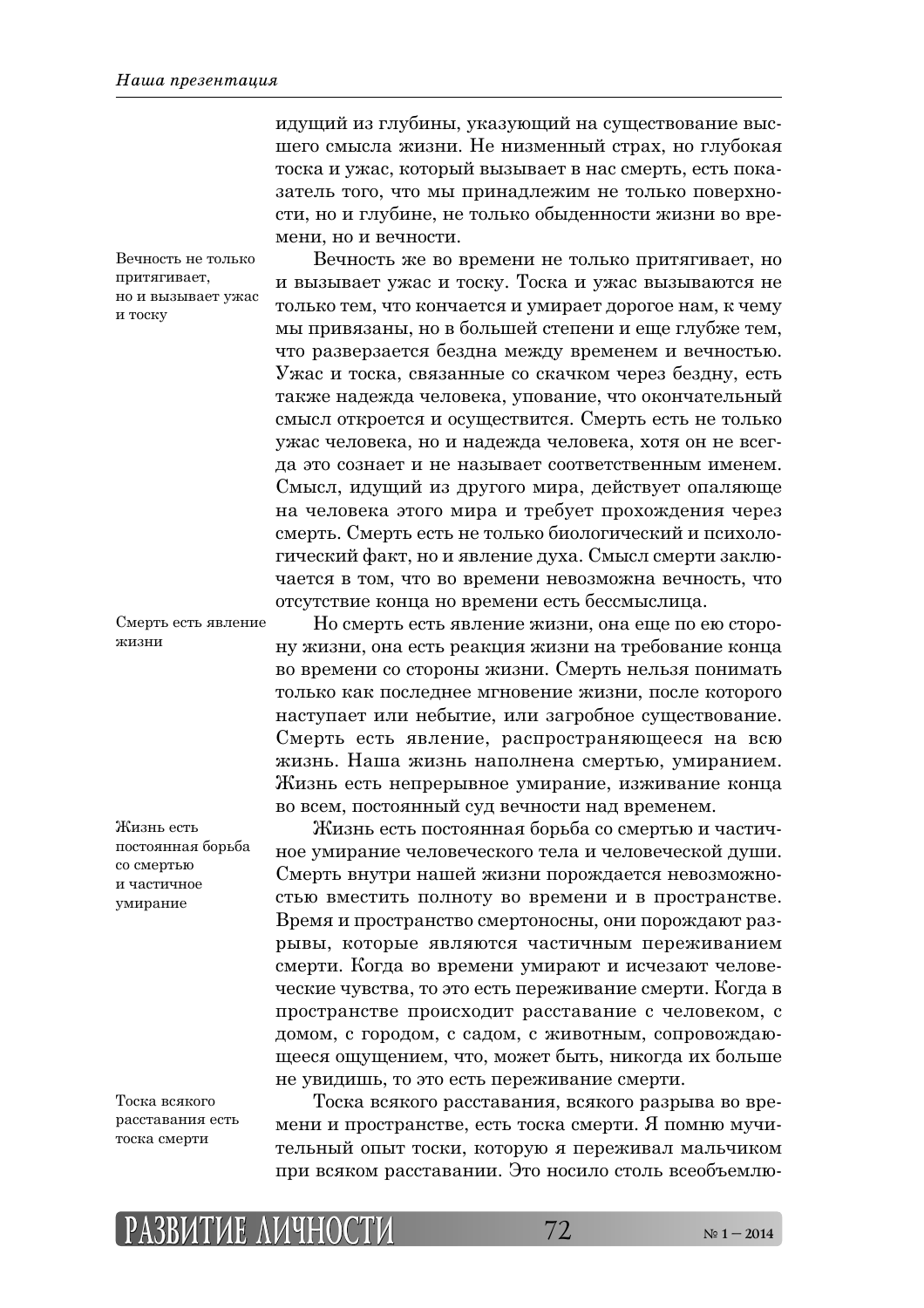идущий из глубины, указующий на существование высшего смысла жизни. Не низменный страх, но глубокая тоска и ужас, который вызывает в нас смерть, есть показатель того, что мы принадлежим не только поверхности, но и глубине, не только обыденности жизни во времени, но и вечности.

*Вечность не только притягивает, но и вызывает ужас и тоску*

Вечность же во времени не только притягивает, но и вызывает ужас и тоску. Тоска и ужас вызываются не только тем, что кончается и умирает дорогое нам, к чему мы привязаны, но в большей степени и еще глубже тем, что разверзается бездна между временем и вечностью. Ужас и тоска, связанные со скачком через бездну, есть также надежда человека, упование, что окончательный смысл откроется и осуществится. Смерть есть не только ужас человека, но и надежда человека, хотя он не всегда это сознает и не называет соответственным именем. Смысл, идущий из другого мира, действует опаляюще на человека этого мира и требует прохождения через смерть. Смерть есть не только биологический и психологический факт, но и явление духа. Смысл смерти заключается в том, что во времени невозможна вечность, что отсутствие конца но времени есть бессмыслица.

*Смерть есть явление жизни*

Но смерть есть явление жизни, она еще по ею сторону жизни, она есть реакция жизни на требование конца во времени со стороны жизни. Смерть нельзя понимать только как последнее мгновение жизни, после которого наступает или небытие, или загробное существование. Смерть есть явление, распространяющееся на всю жизнь. Наша жизнь наполнена смертью, умиранием. Жизнь есть непрерывное умирание, изживание конца во всем, постоянный суд вечности над временем.

*Жизнь есть постоянная борьба со смертью и частичное умирание*

Жизнь есть постоянная борьба со смертью и частичное умирание человеческого тела и человеческой души. Смерть внутри нашей жизни порождается невозможностью вместить полноту во времени и в пространстве. Время и пространство смертоносны, они порождают разрывы, которые являются частичным переживанием смерти. Когда во времени умирают и исчезают человеческие чувства, то это есть переживание смерти. Когда в пространстве происходит расставание с человеком, с домом, с городом, с садом, с животным, сопровождающееся ощущением, что, может быть, никогда их больше не увидишь, то это есть переживание смерти.

*Тоска всякого расставания есть тоска смерти*

Тоска всякого расставания, всякого разрыва во времени и пространстве, есть тоска смерти. Я помню мучительный опыт тоски, которую я переживал мальчиком при всяком расставании. Это носило столь всеобъемлю-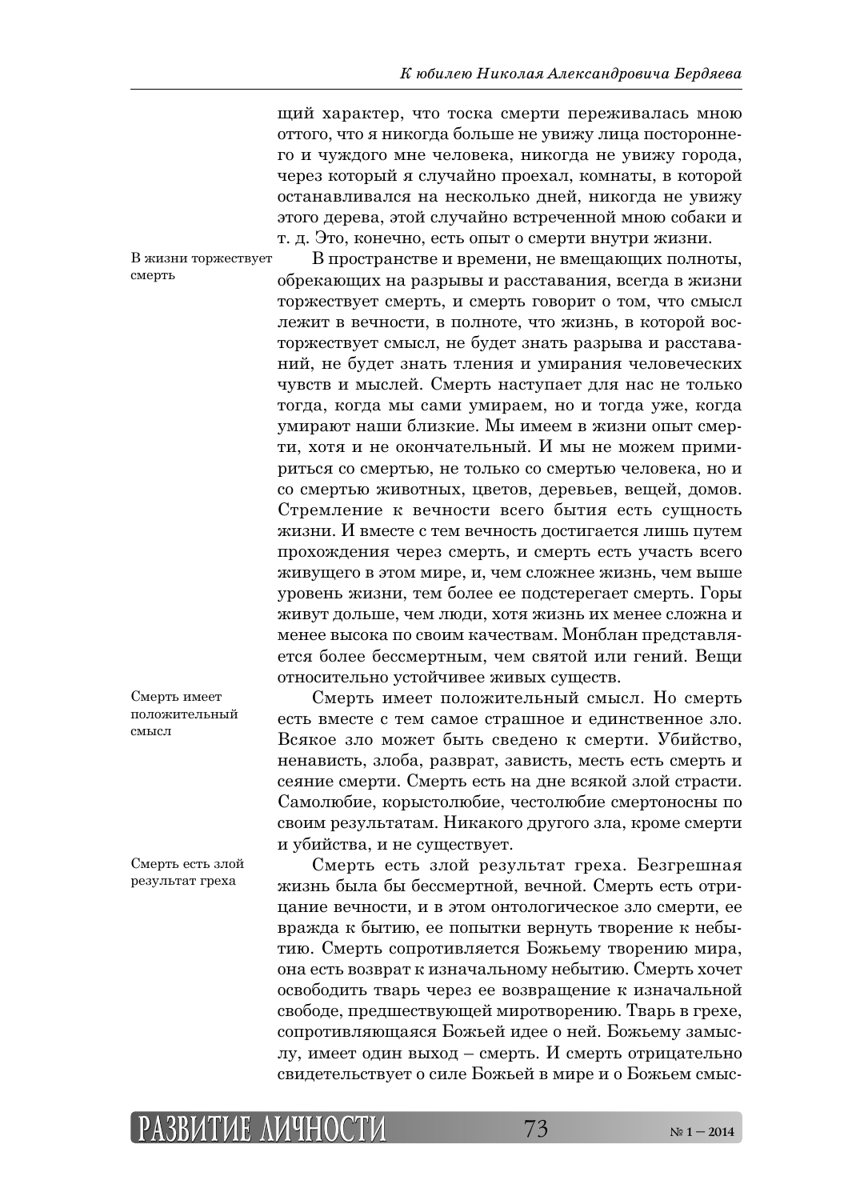щий характер, что тоска смерти переживалась мною оттого, что я никогда больше не увижу лица постороннего и чуждого мне человека, никогда не увижу города, через который я случайно проехал, комнаты, в которой останавливался на несколько дней, никогда не увижу этого дерева, этой случайно встреченной мною собаки и т. д. Это, конечно, есть опыт о смерти внутри жизни.

*В жизни торжествует смерть*

В пространстве и времени, не вмещающих полноты, обрекающих на разрывы и расставания, всегда в жизни торжествует смерть, и смерть говорит о том, что смысл лежит в вечности, в полноте, что жизнь, в которой восторжествует смысл, не будет знать разрыва и расставаний, не будет знать тления и умирания человеческих чувств и мыслей. Смерть наступает для нас не только тогда, когда мы сами умираем, но и тогда уже, когда умирают наши близкие. Мы имеем в жизни опыт смерти, хотя и не окончательный. И мы не можем примириться со смертью, не только со смертью человека, но и со смертью животных, цветов, деревьев, вещей, домов. Стремление к вечности всего бытия есть сущность жизни. И вместе с тем вечность достигается лишь путем прохождения через смерть, и смерть есть участь всего живущего в этом мире, и, чем сложнее жизнь, чем выше уровень жизни, тем более ее подстерегает смерть. Горы живут дольше, чем люди, хотя жизнь их менее сложна и менее высока по своим качествам. Монблан представляется более бессмертным, чем святой или гений. Вещи относительно устойчивее живых существ.

*Смерть имеет положительный смысл*

Смерть имеет положительный смысл. Но смерть есть вместе с тем самое страшное и единственное зло. Всякое зло может быть сведено к смерти. Убийство, ненависть, злоба, разврат, зависть, месть есть смерть и сеяние смерти. Смерть есть на дне всякой злой страсти. Самолюбие, корыстолюбие, честолюбие смертоносны по своим результатам. Никакого другого зла, кроме смерти и убийства, и не существует.

*Смерть есть злой результат греха*

Смерть есть злой результат греха. Безгрешная жизнь была бы бессмертной, вечной. Смерть есть отрицание вечности, и в этом онтологическое зло смерти, ее вражда к бытию, ее попытки вернуть творение к небытию. Смерть сопротивляется Божьему творению мира, она есть возврат к изначальному небытию. Смерть хочет освободить тварь через ее возвращение к изначальной свободе, предшествующей миротворению. Тварь в грехе, сопротивляющаяся Божьей идее о ней. Божьему замыслу, имеет один выход – смерть. И смерть отрицательно свидетельствует о силе Божьей в мире и о Божьем смыс-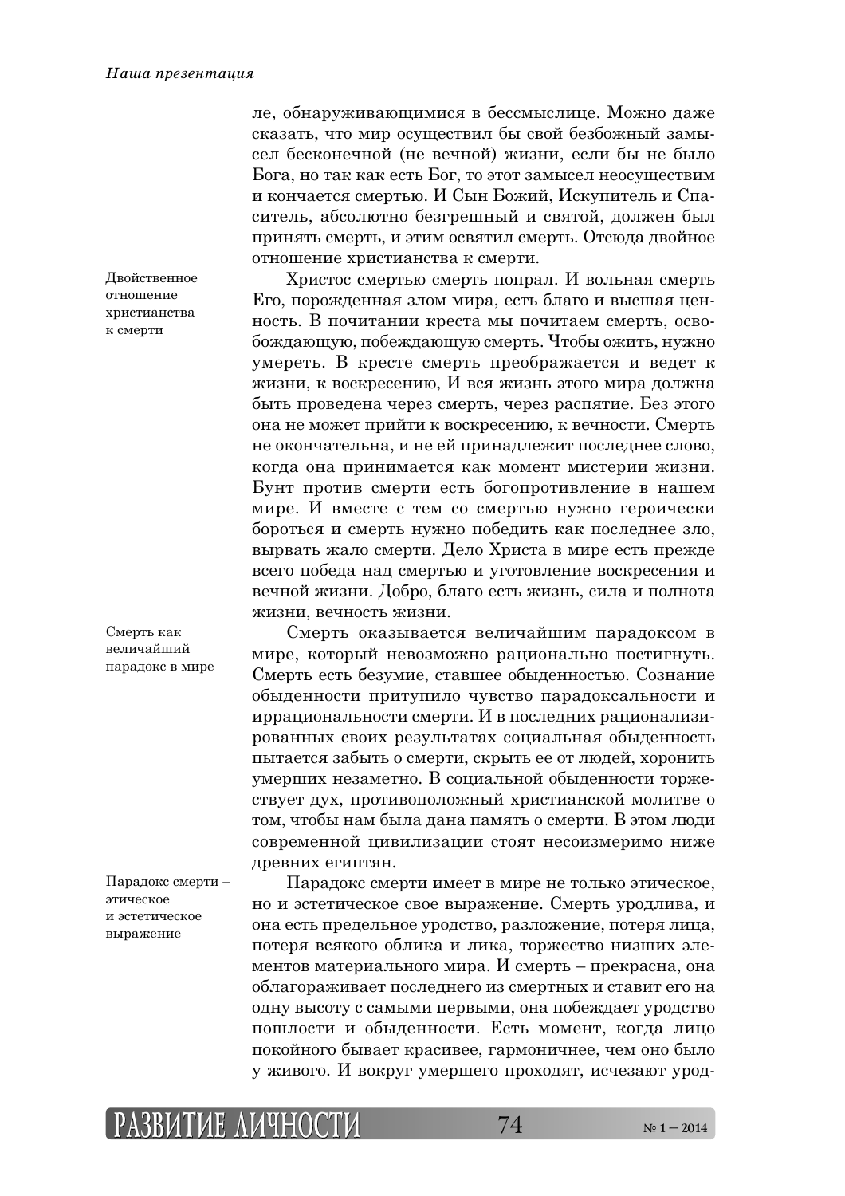ле, обнаруживающимися в бессмыслице. Можно даже сказать, что мир осуществил бы свой безбожный замысел бесконечной (не вечной) жизни, если бы не было Бога, но так как есть Бог, то этот замысел неосуществим и кончается смертью. И Сын Божий, Искупитель и Спаситель, абсолютно безгрешный и святой, должен был принять смерть, и этим освятил смерть. Отсюда двойное отношение христианства к смерти.

*Двойственное отношение христианства к смерти*

Христос смертью смерть попрал. И вольная смерть Его, порожденная злом мира, есть благо и высшая ценность. В почитании креста мы почитаем смерть, освобождающую, побеждающую смерть. Чтобы ожить, нужно умереть. В кресте смерть преображается и ведет к жизни, к воскресению, И вся жизнь этого мира должна быть проведена через смерть, через распятие. Без этого она не может прийти к воскресению, к вечности. Смерть не окончательна, и не ей принадлежит последнее слово, когда она принимается как момент мистерии жизни. Бунт против смерти есть богопротивление в нашем мире. И вместе с тем со смертью нужно героически бороться и смерть нужно победить как последнее зло, вырвать жало смерти. Дело Христа в мире есть прежде всего победа над смертью и уготовление воскресения и вечной жизни. Добро, благо есть жизнь, сила и полнота жизни, вечность жизни.

*Смерть как величайший парадокс в мире*

Смерть оказывается величайшим парадоксом в мире, который невозможно рационально постигнуть. Смерть есть безумие, ставшее обыденностью. Сознание обыденности притупило чувство парадоксальности и иррациональности смерти. И в последних рационализированных своих результатах социальная обыденность пытается забыть о смерти, скрыть ее от людей, хоронить умерших незаметно. В социальной обыденности торжествует дух, противоположный христианской молитве о том, чтобы нам была дана память о смерти. В этом люди современной цивилизации стоят несоизмеримо ниже древних египтян.

*Парадокс смерти – этическое и эстетическое выражение*

Парадокс смерти имеет в мире не только этическое, но и эстетическое свое выражение. Смерть уродлива, и она есть предельное уродство, разложение, потеря лица, потеря всякого облика и лика, торжество низших элементов материального мира. И смерть – прекрасна, она облагораживает последнего из смертных и ставит его на одну высоту с самыми первыми, она побеждает уродство пошлости и обыденности. Есть момент, когда лицо покойного бывает красивее, гармоничнее, чем оно было у живого. И вокруг умершего проходят, исчезают урод-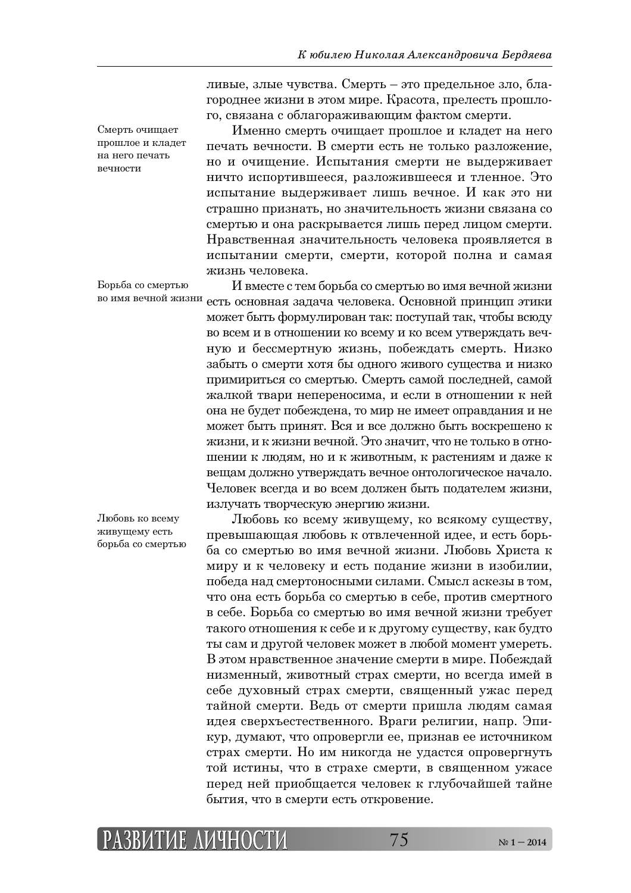ливые, злые чувства. Смерть – это предельное зло, благороднее жизни в этом мире. Красота, прелесть прошлого, связана с облагораживающим фактом смерти.

*Смерть очищает прошлое и кладет на него печать вечности*

Именно смерть очищает прошлое и кладет на него печать вечности. В смерти есть не только разложение, но и очищение. Испытания смерти не выдерживает ничто испортившееся, разложившееся и тленное. Это испытание выдерживает лишь вечное. И как это ни страшно признать, но значительность жизни связана со смертью и она раскрывается лишь перед лицом смерти. Нравственная значительность человека проявляется в испытании смерти, смерти, которой полна и самая жизнь человека.

*Борьба со смертью во имя вечной жизни*

И вместе с тем борьба со смертью во имя вечной жизни есть основная задача человека. Основной принцип этики может быть формулирован так: поступай так, чтобы всюду во всем и в отношении ко всему и ко всем утверждать вечную и бессмертную жизнь, побеждать смерть. Низко забыть о смерти хотя бы одного живого существа и низко примириться со смертью. Смерть самой последней, самой жалкой твари непереносима, и если в отношении к ней она не будет побеждена, то мир не имеет оправдания и не может быть принят. Вся и все должно быть воскрешено к жизни, и к жизни вечной. Это значит, что не только в отношении к людям, но и к животным, к растениям и даже к вещам должно утверждать вечное онтологическое начало. Человек всегда и во всем должен быть подателем жизни, излучать творческую энергию жизни.

*Любовь ко всему живущему есть борьба со смертью*

Любовь ко всему живущему, ко всякому существу, превышающая любовь к отвлеченной идее, и есть борьба со смертью во имя вечной жизни. Любовь Христа к миру и к человеку и есть подание жизни в изобилии, победа над смертоносными силами. Смысл аскезы в том, что она есть борьба со смертью в себе, против смертного в себе. Борьба со смертью во имя вечной жизни требует такого отношения к себе и к другому существу, как будто ты сам и другой человек может в любой момент умереть. В этом нравственное значение смерти в мире. Побеждай низменный, животный страх смерти, но всегда имей в себе духовный страх смерти, священный ужас перед тайной смерти. Ведь от смерти пришла людям самая идея сверхъестественного. Враги религии, напр. Эпикур, думают, что опровергли ее, признав ее источником страх смерти. Но им никогда не удастся опровергнуть той истины, что в страхе смерти, в священном ужасе перед ней приобщается человек к глубочайшей тайне бытия, что в смерти есть откровение.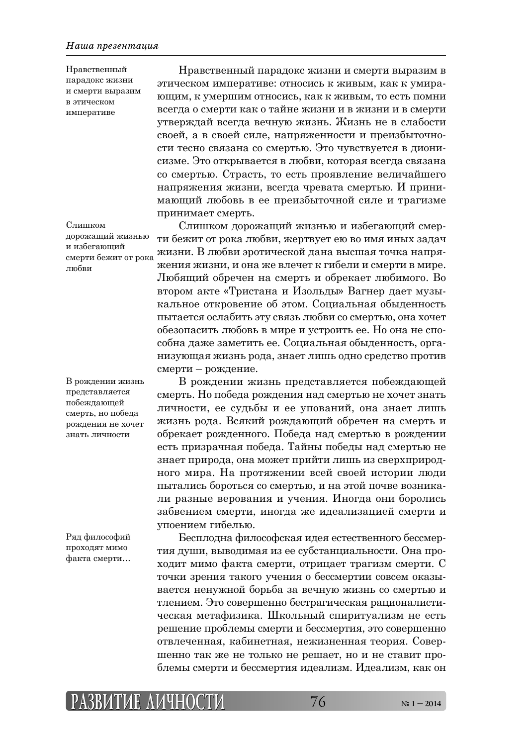> Нравственный парадокс жизни и смерти выразим в этическом императиве

Нравственный парадокс жизни и смерти выразим в этическом императиве: относись к живым, как к умирающим, к умершим относись, как к живым, то есть помни всегда о смерти как о тайне жизни и в жизни и в смерти утверждай всегда вечную жизнь. Жизнь не в слабости своей, а в своей силе, напряженности и преизбыточности тесно связана со смертью. Это чувствуется в дионисизме. Это открывается в любви, которая всегда связана со смертью. Страсть, то есть проявление величайшего напряжения жизни, всегда чревата смертью. И принимающий любовь в ее преизбыточной силе и трагизме принимает смерть.

> Слишком дорожащий жизнью и избегающий смерти бежит от рока любви

Слишком дорожащий жизнью и избегающий смерти бежит от рока любви, жертвует ею во имя иных задач жизни. В любви эротической дана высшая точка напряжения жизни, и она же влечет к гибели и смерти в мире. Любящий обречен на смерть и обрекает любимого. Во втором акте «Тристана и Изольды» Вагнер дает музыкальное откровение об этом. Социальная обыденность пытается ослабить эту связь любви со смертью, она хочет обезопасить любовь в мире и устроить ее. Но она не способна даже заметить ее. Социальная обыденность, организующая жизнь рода, знает лишь одно средство против смерти – рождение.

> В рождении жизнь представляется побеждающей смерть, но победа рождения не хочет знать личности

В рождении жизнь представляется побеждающей смерть. Но победа рождения над смертью не хочет знать личности, ее судьбы и ее упований, она знает лишь жизнь рода. Всякий рождающий обречен на смерть и обрекает рожденного. Победа над смертью в рождении есть призрачная победа. Тайны победы над смертью не знает природа, она может прийти лишь из сверхприродного мира. На протяжении всей своей истории люди пытались бороться со смертью, и на этой почве возникали разные верования и учения. Иногда они боролись забвением смерти, иногда же идеализацией смерти и упоением гибелью.

> Ряд философий проходят мимо факта смерти…

Бесплодна философская идея естественного бессмертия души, выводимая из ее субстанциальности. Она проходит мимо факта смерти, отрицает трагизм смерти. С точки зрения такого учения о бессмертии совсем оказывается ненужной борьба за вечную жизнь со смертью и тлением. Это совершенно бестрагическая рационалистическая метафизика. Школьный спиритуализм не есть решение проблемы смерти и бессмертия, это совершенно отвлеченная, кабинетная, нежизненная теория. Совершенно так же не только не решает, но и не ставит проблемы смерти и бессмертия идеализм. Идеализм, как он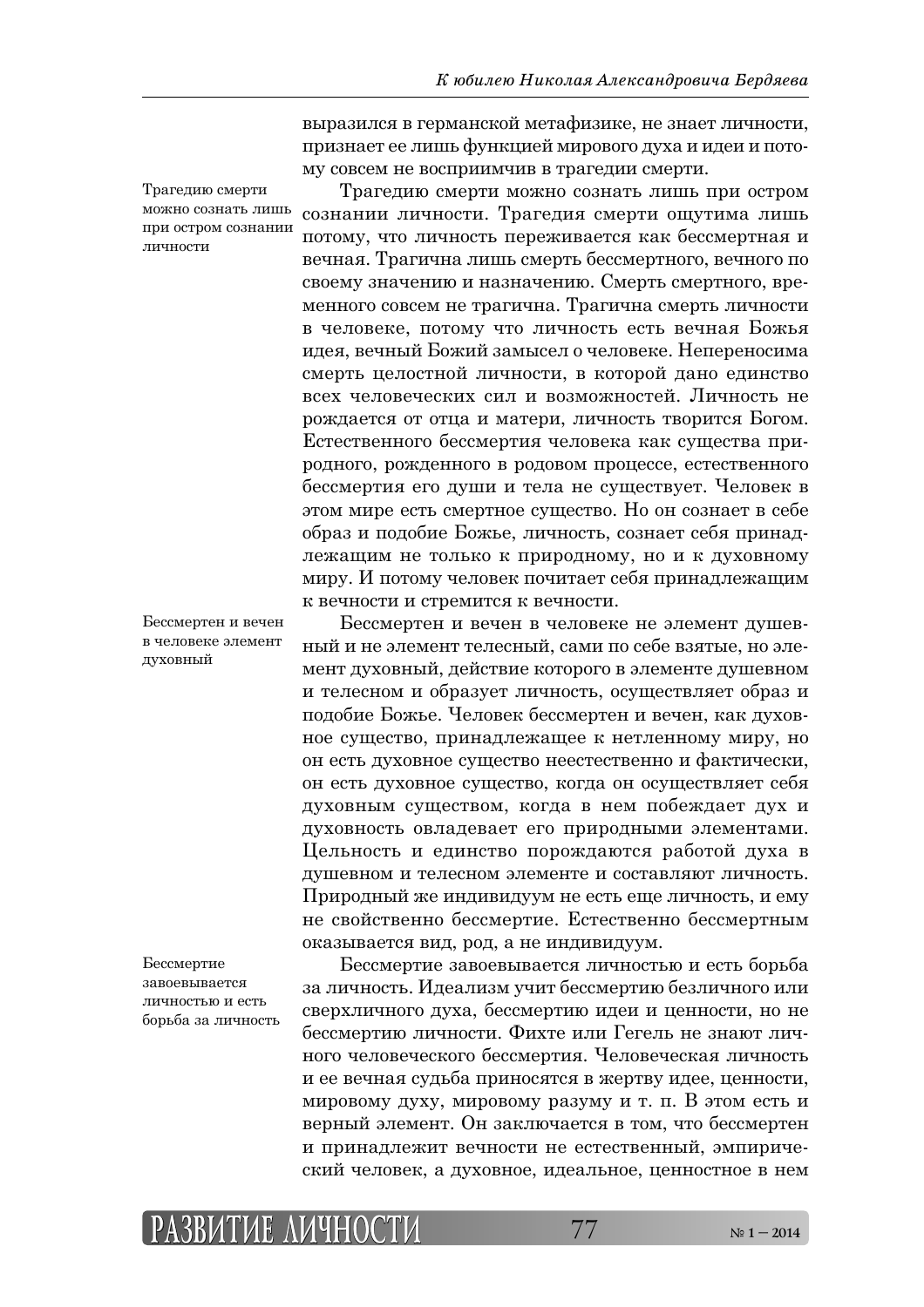выразился в германской метафизике, не знает личности, признает ее лишь функцией мирового духа и идеи и потому совсем не восприимчив в трагедии смерти.

*Трагедию смерти можно сознать лишь при остром сознании личности*

Трагедию смерти можно сознать лишь при остром сознании личности. Трагедия смерти ощутима лишь потому, что личность переживается как бессмертная и вечная. Трагична лишь смерть бессмертного, вечного по своему значению и назначению. Смерть смертного, временного совсем не трагична. Трагична смерть личности в человеке, потому что личность есть вечная Божья идея, вечный Божий замысел о человеке. Непереносима смерть целостной личности, в которой дано единство всех человеческих сил и возможностей. Личность не рождается от отца и матери, личность творится Богом. Естественного бессмертия человека как существа природного, рожденного в родовом процессе, естественного бессмертия его души и тела не существует. Человек в этом мире есть смертное существо. Но он сознает в себе образ и подобие Божье, личность, сознает себя принадлежащим не только к природному, но и к духовному миру. И потому человек почитает себя принадлежащим к вечности и стремится к вечности.

*Бессмертен и вечен в человеке элемент духовный*

Бессмертен и вечен в человеке не элемент душевный и не элемент телесный, сами по себе взятые, но элемент духовный, действие которого в элементе душевном и телесном и образует личность, осуществляет образ и подобие Божье. Человек бессмертен и вечен, как духовное существо, принадлежащее к нетленному миру, но он есть духовное существо неестественно и фактически, он есть духовное существо, когда он осуществляет себя духовным существом, когда в нем побеждает дух и духовность овладевает его природными элементами. Цельность и единство порождаются работой духа в душевном и телесном элементе и составляют личность. Природный же индивидуум не есть еще личность, и ему не свойственно бессмертие. Естественно бессмертным оказывается вид, род, а не индивидуум.

*Бессмертие завоевывается личностью и есть борьба за личность*

Бессмертие завоевывается личностью и есть борьба за личность. Идеализм учит бессмертию безличного или сверхличного духа, бессмертию идеи и ценности, но не бессмертию личности. Фихте или Гегель не знают личного человеческого бессмертия. Человеческая личность и ее вечная судьба приносятся в жертву идее, ценности, мировому духу, мировому разуму и т. п. В этом есть и верный элемент. Он заключается в том, что бессмертен и принадлежит вечности не естественный, эмпирический человек, а духовное, идеальное, ценностное в нем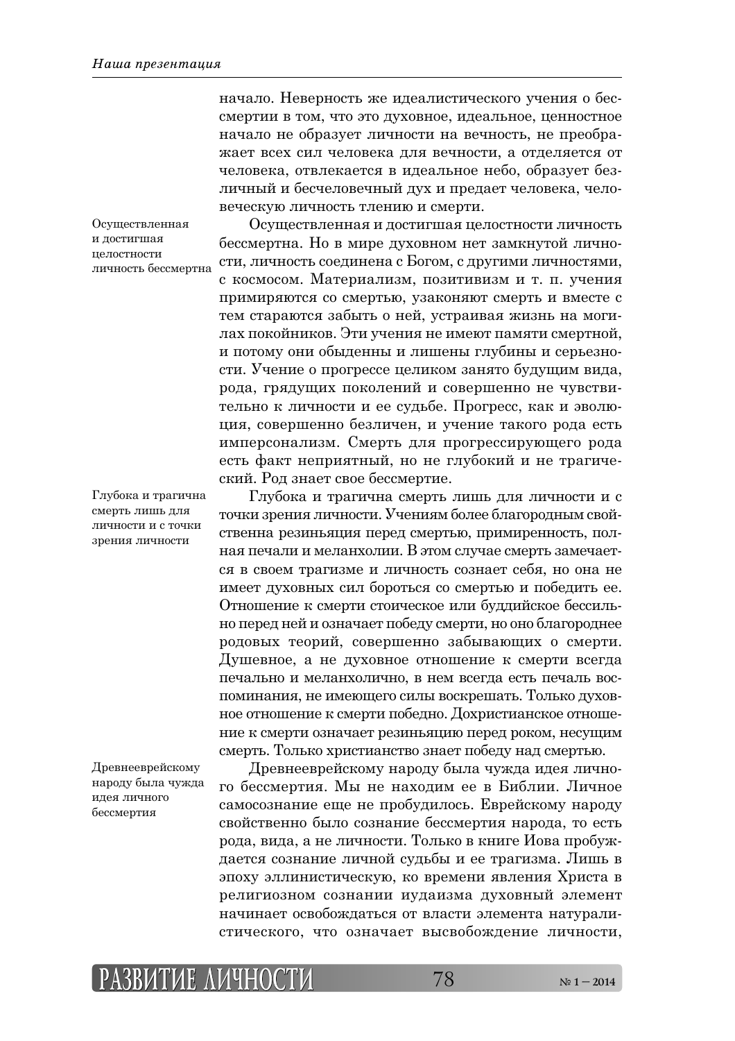начало. Неверность же идеалистического учения о бессмертии в том, что это духовное, идеальное, ценностное начало не образует личности на вечность, не преображает всех сил человека для вечности, а отделяется от человека, отвлекается в идеальное небо, образует безличный и бесчеловечный дух и предает человека, человеческую личность тлению и смерти.

*Осуществленная и достигшая целостности личность бессмертна*

Осуществленная и достигшая целостности личность бессмертна. Но в мире духовном нет замкнутой личности, личность соединена с Богом, с другими личностями, с космосом. Материализм, позитивизм и т. п. учения примиряются со смертью, узаконяют смерть и вместе с тем стараются забыть о ней, устраивая жизнь на могилах покойников. Эти учения не имеют памяти смертной, и потому они обыденны и лишены глубины и серьезности. Учение о прогрессе целиком занято будущим вида, рода, грядущих поколений и совершенно не чувствительно к личности и ее судьбе. Прогресс, как и эволюция, совершенно безличен, и учение такого рода есть имперсонализм. Смерть для прогрессирующего рода есть факт неприятный, но не глубокий и не трагический. Род знает свое бессмертие.

*Глубока и трагична смерть лишь для личности и с точки зрения личности*

Глубока и трагична смерть лишь для личности и с точки зрения личности. Учениям более благородным свойственна резиньяция перед смертью, примиренность, полная печали и меланхолии. В этом случае смерть замечается в своем трагизме и личность сознает себя, но она не имеет духовных сил бороться со смертью и победить ее. Отношение к смерти стоическое или буддийское бессильно перед ней и означает победу смерти, но оно благороднее родовых теорий, совершенно забывающих о смерти. Душевное, а не духовное отношение к смерти всегда печально и меланхолично, в нем всегда есть печаль воспоминания, не имеющего силы воскрешать. Только духовное отношение к смерти победно. Дохристианское отношение к смерти означает резиньяцию перед роком, несущим смерть. Только христианство знает победу над смертью.

*Древнееврейскому народу была чужда идея личного бессмертия*

Древнееврейскому народу была чужда идея личного бессмертия. Мы не находим ее в Библии. Личное самосознание еще не пробудилось. Еврейскому народу свойственно было сознание бессмертия народа, то есть рода, вида, а не личности. Только в книге Иова пробуждается сознание личной судьбы и ее трагизма. Лишь в эпоху эллинистическую, ко времени явления Христа в религиозном сознании иудаизма духовный элемент начинает освобождаться от власти элемента натуралистического, что означает высвобождение личности,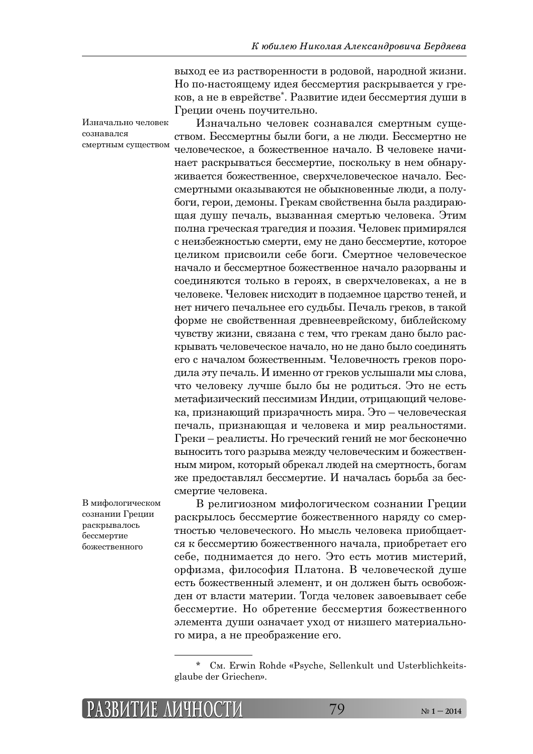выход ее из растворенности в родовой, народной жизни. Но по-настоящему идея бессмертия раскрывается у греков, а не в еврействе*. Развитие идеи бессмертия души в Греции очень поучительно.

Изначально человек сознавался смертным существом

Изначально человек сознавался смертным существом. Бессмертны были боги, а не люди. Бессмертно не человеческое, а божественное начало. В человеке начинает раскрываться бессмертие, поскольку в нем обнаруживается божественное, сверхчеловеческое начало. Бессмертными оказываются не обыкновенные люди, а полубоги, герои, демоны. Грекам свойственна была раздирающая душу печаль, вызванная смертью человека. Этим полна греческая трагедия и поэзия. Человек примирялся с неизбежностью смерти, ему не дано бессмертие, которое целиком присвоили себе боги. Смертное человеческое начало и бессмертное божественное начало разорваны и соединяются только в героях, в сверхчеловеках, а не в человеке. Человек нисходит в подземное царство теней, и нет ничего печальнее его судьбы. Печаль греков, в такой форме не свойственная древнееврейскому, библейскому чувству жизни, связана с тем, что грекам дано было раскрывать человеческое начало, но не дано было соединять его с началом божественным. Человечность греков породила эту печаль. И именно от греков услышали мы слова, что человеку лучше было бы не родиться. Это не есть метафизический пессимизм Индии, отрицающий человека, признающий призрачность мира. Это – человеческая печаль, признающая и человека и мир реальностями. Греки – реалисты. Но греческий гений не мог бесконечно выносить того разрыва между человеческим и божественным миром, который обрекал людей на смертность, богам же предоставлял бессмертие. И началась борьба за бессмертие человека.

В мифологическом сознании Греции раскрывалось бессмертие божественного

В религиозном мифологическом сознании Греции раскрылось бессмертие божественного наряду со смертностью человеческого. Но мысль человека приобщается к бессмертию божественного начала, приобретает его себе, поднимается до него. Это есть мотив мистерий, орфизма, философия Платона. В человеческой душе есть божественный элемент, и он должен быть освобожден от власти материи. Тогда человек завоевывает себе бессмертие. Но обретение бессмертия божественного элемента души означает уход от низшего материального мира, а не преображение его.

---

\* См. Erwin Rohde «Psyche, Sellenkult und Usterblichkeitsglaube der Griechen».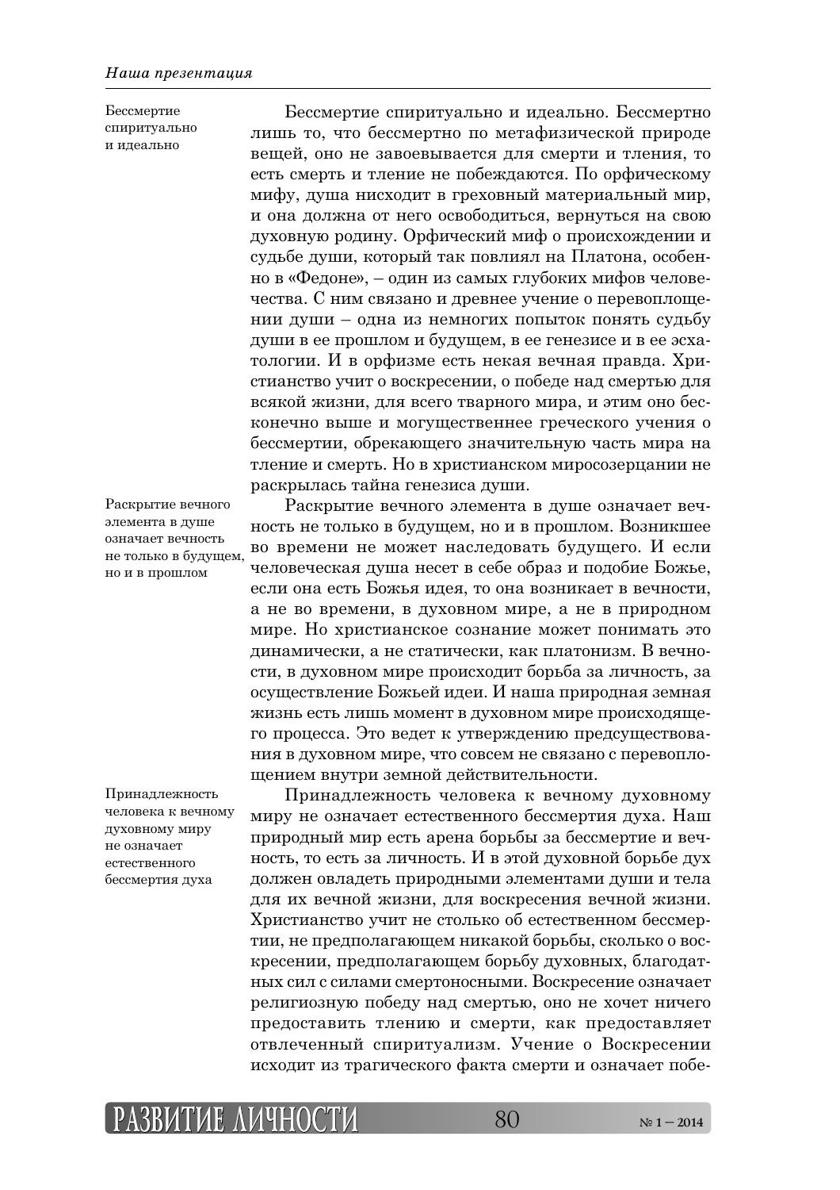Бессмертие спиритуально и идеально

Бессмертие спиритуально и идеально. Бессмертно лишь то, что бессмертно по метафизической природе вещей, оно не завоевывается для смерти и тления, то есть смерть и тление не побеждаются. По орфическому мифу, душа нисходит в греховный материальный мир, и она должна от него освободиться, вернуться на свою духовную родину. Орфический миф о происхождении и судьбе души, который так повлиял на Платона, особенно в «Федоне», – один из самых глубоких мифов человечества. С ним связано и древнее учение о перевоплощении души – одна из немногих попыток понять судьбу души в ее прошлом и будущем, в ее генезисе и в ее эсхатологии. И в орфизме есть некая вечная правда. Христианство учит о воскресении, о победе над смертью для всякой жизни, для всего тварного мира, и этим оно бесконечно выше и могущественнее греческого учения о бессмертии, обрекающего значительную часть мира на тление и смерть. Но в христианском миросозерцании не раскрылась тайна генезиса души.

Раскрытие вечного элемента в душе означает вечность не только в будущем, но и в прошлом

Раскрытие вечного элемента в душе означает вечность не только в будущем, но и в прошлом. Возникшее во времени не может наследовать будущего. И если человеческая душа несет в себе образ и подобие Божье, если она есть Божья идея, то она возникает в вечности, а не во времени, в духовном мире, а не в природном мире. Но христианское сознание может понимать это динамически, а не статически, как платонизм. В вечности, в духовном мире происходит борьба за личность, за осуществление Божьей идеи. И наша природная земная жизнь есть лишь момент в духовном мире происходящего процесса. Это ведет к утверждению предсуществования в духовном мире, что совсем не связано с перевоплощением внутри земной действительности.

Принадлежность человека к вечному духовному миру не означает естественного бессмертия духа

Принадлежность человека к вечному духовному миру не означает естественного бессмертия духа. Наш природный мир есть арена борьбы за бессмертие и вечность, то есть за личность. И в этой духовной борьбе дух должен овладеть природными элементами души и тела для их вечной жизни, для воскресения вечной жизни. Христианство учит не столько об естественном бессмертии, не предполагающем никакой борьбы, сколько о воскресении, предполагающем борьбу духовных, благодатных сил с силами смертоносными. Воскресение означает религиозную победу над смертью, оно не хочет ничего предоставить тлению и смерти, как предоставляет отвлеченный спиритуализм. Учение о Воскресении исходит из трагического факта смерти и означает побе-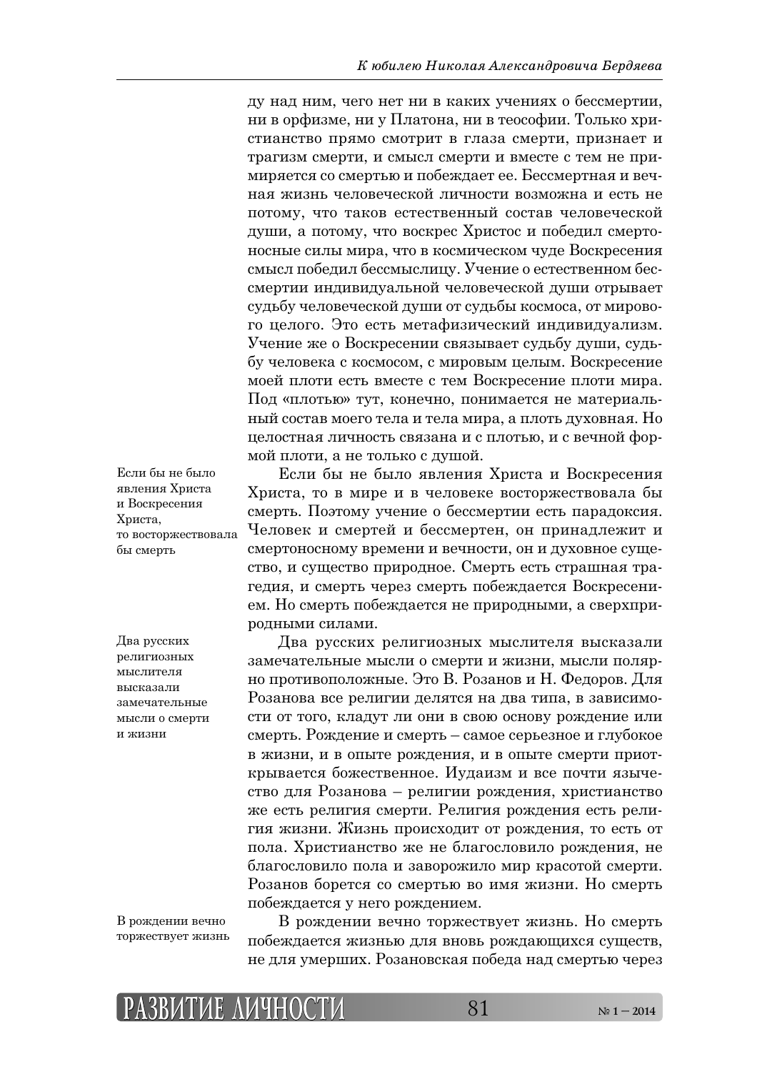ду над ним, чего нет ни в каких учениях о бессмертии, ни в орфизме, ни у Платона, ни в теософии. Только христианство прямо смотрит в глаза смерти, признает и трагизм смерти, и смысл смерти и вместе с тем не примиряется со смертью и побеждает ее. Бессмертная и вечная жизнь человеческой личности возможна и есть не потому, что таков естественный состав человеческой души, а потому, что воскрес Христос и победил смертоносные силы мира, что в космическом чуде Воскресения смысл победил бессмыслицу. Учение о естественном бессмертии индивидуальной человеческой души отрывает судьбу человеческой души от судьбы космоса, от мирового целого. Это есть метафизический индивидуализм. Учение же о Воскресении связывает судьбу души, судьбу человека с космосом, с мировым целым. Воскресение моей плоти есть вместе с тем Воскресение плоти мира. Под «плотью» тут, конечно, понимается не материальный состав моего тела и тела мира, а плоть духовная. Но целостная личность связана и с плотью, и с вечной формой плоти, а не только с душой.

*Если бы не было явления Христа и Воскресения Христа, то восторжествовала бы смерть*

Если бы не было явления Христа и Воскресения Христа, то в мире и в человеке восторжествовала бы смерть. Поэтому учение о бессмертии есть парадоксия. Человек и смертей и бессмертен, он принадлежит и смертоносному времени и вечности, он и духовное существо, и существо природное. Смерть есть страшная трагедия, и смерть через смерть побеждается Воскресением. Но смерть побеждается не природными, а сверхприродными силами.

*Два русских религиозных мыслителя высказали замечательные мысли о смерти и жизни*

Два русских религиозных мыслителя высказали замечательные мысли о смерти и жизни, мысли полярно противоположные. Это В. Розанов и Н. Федоров. Для Розанова все религии делятся на два типа, в зависимости от того, кладут ли они в свою основу рождение или смерть. Рождение и смерть – самое серьезное и глубокое в жизни, и в опыте рождения, и в опыте смерти приоткрывается божественное. Иудаизм и все почти язычество для Розанова – религии рождения, христианство же есть религия смерти. Религия рождения есть религия жизни. Жизнь происходит от рождения, то есть от пола. Христианство же не благословило рождения, не благословило пола и заворожило мир красотой смерти. Розанов борется со смертью во имя жизни. Но смерть побеждается у него рождением.

*В рождении вечно торжествует жизнь*

В рождении вечно торжествует жизнь. Но смерть побеждается жизнью для вновь рождающихся существ, не для умерших. Розановская победа над смертью через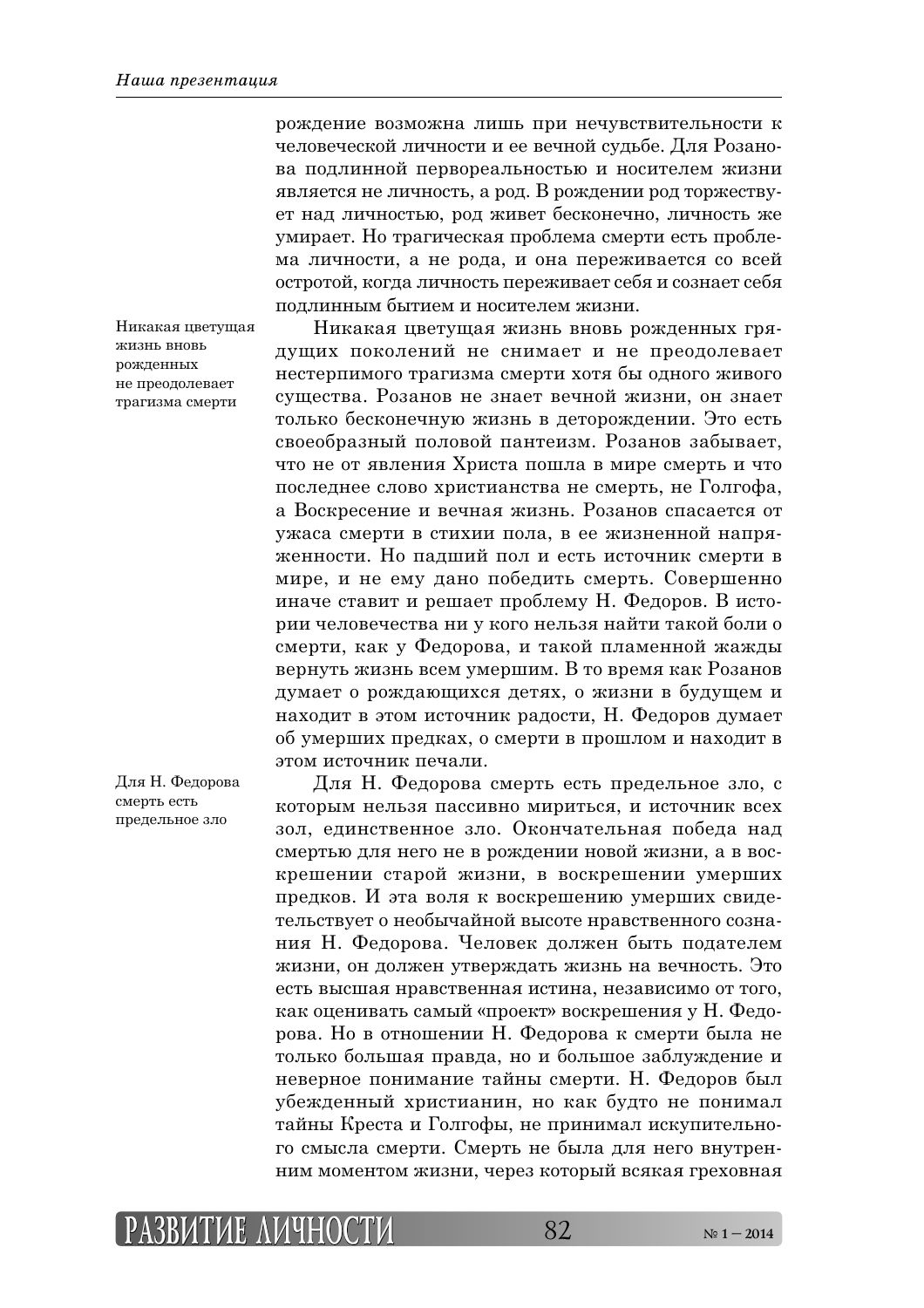рождение возможна лишь при нечувствительности к человеческой личности и ее вечной судьбе. Для Розанова подлинной первореальностью и носителем жизни является не личность, а род. В рождении род торжествует над личностью, род живет бесконечно, личность же умирает. Но трагическая проблема смерти есть проблема личности, а не рода, и она переживается со всей остротой, когда личность переживает себя и сознает себя подлинным бытием и носителем жизни.

*Никакая цветущая жизнь вновь рожденных не преодолевает трагизма смерти*

Никакая цветущая жизнь вновь рожденных грядущих поколений не снимает и не преодолевает нестерпимого трагизма смерти хотя бы одного живого существа. Розанов не знает вечной жизни, он знает только бесконечную жизнь в деторождении. Это есть своеобразный половой пантеизм. Розанов забывает, что не от явления Христа пошла в мире смерть и что последнее слово христианства не смерть, не Голгофа, а Воскресение и вечная жизнь. Розанов спасается от ужаса смерти в стихии пола, в ее жизненной напряженности. Но падший пол и есть источник смерти в мире, и не ему дано победить смерть. Совершенно иначе ставит и решает проблему Н. Федоров. В истории человечества ни у кого нельзя найти такой боли о смерти, как у Федорова, и такой пламенной жажды вернуть жизнь всем умершим. В то время как Розанов думает о рождающихся детях, о жизни в будущем и находит в этом источник радости, Н. Федоров думает об умерших предках, о смерти в прошлом и находит в этом источник печали.

*Для Н. Федорова смерть есть предельное зло*

Для Н. Федорова смерть есть предельное зло, с которым нельзя пассивно мириться, и источник всех зол, единственное зло. Окончательная победа над смертью для него не в рождении новой жизни, а в воскрешении старой жизни, в воскрешении умерших предков. И эта воля к воскрешению умерших свидетельствует о необычайной высоте нравственного сознания Н. Федорова. Человек должен быть подателем жизни, он должен утверждать жизнь на вечность. Это есть высшая нравственная истина, независимо от того, как оценивать самый «проект» воскрешения у Н. Федорова. Но в отношении Н. Федорова к смерти была не только большая правда, но и большое заблуждение и неверное понимание тайны смерти. Н. Федоров был убежденный христианин, но как будто не понимал тайны Креста и Голгофы, не принимал искупительного смысла смерти. Смерть не была для него внутренним моментом жизни, через который всякая греховная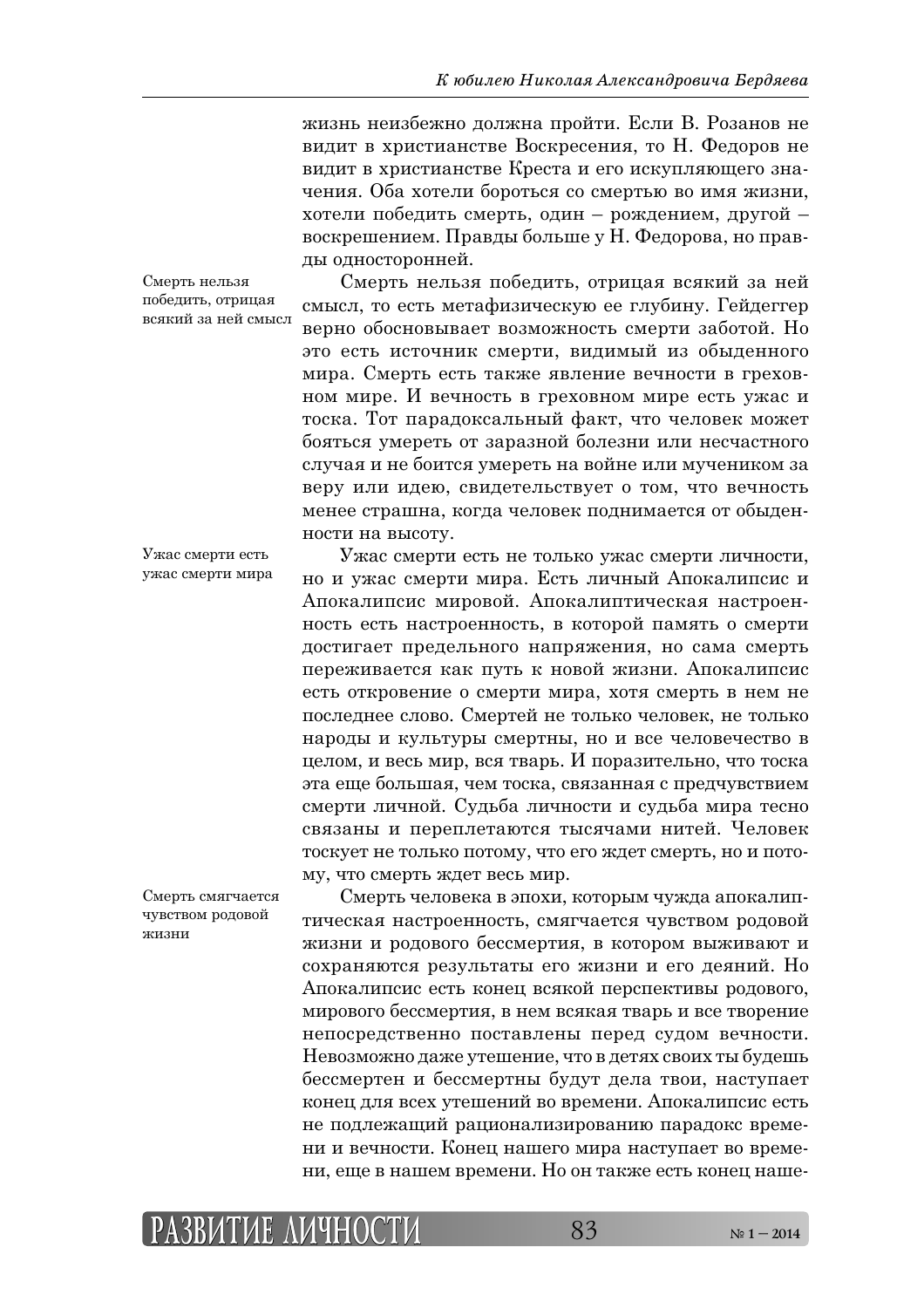жизнь неизбежно должна пройти. Если В. Розанов не видит в христианстве Воскресения, то Н. Федоров не видит в христианстве Креста и его искупляющего значения. Оба хотели бороться со смертью во имя жизни, хотели победить смерть, один – рождением, другой – воскрешением. Правды больше у Н. Федорова, но правды односторонней.

*Смерть нельзя победить, отрицая всякий за ней смысл*

Смерть нельзя победить, отрицая всякий за ней смысл, то есть метафизическую ее глубину. Гейдеггер верно обосновывает возможность смерти заботой. Но это есть источник смерти, видимый из обыденного мира. Смерть есть также явление вечности в греховном мире. И вечность в греховном мире есть ужас и тоска. Тот парадоксальный факт, что человек может бояться умереть от заразной болезни или несчастного случая и не боится умереть на войне или мучеником за веру или идею, свидетельствует о том, что вечность менее страшна, когда человек поднимается от обыденности на высоту.

*Ужас смерти есть ужас смерти мира*

Ужас смерти есть не только ужас смерти личности, но и ужас смерти мира. Есть личный Апокалипсис и Апокалипсис мировой. Апокалиптическая настроенность есть настроенность, в которой память о смерти достигает предельного напряжения, но сама смерть переживается как путь к новой жизни. Апокалипсис есть откровение о смерти мира, хотя смерть в нем не последнее слово. Смертей не только человек, не только народы и культуры смертны, но и все человечество в целом, и весь мир, вся тварь. И поразительно, что тоска эта еще большая, чем тоска, связанная с предчувствием смерти личной. Судьба личности и судьба мира тесно связаны и переплетаются тысячами нитей. Человек тоскует не только потому, что его ждет смерть, но и потому, что смерть ждет весь мир.

*Смерть смягчается чувством родовой жизни*

Смерть человека в эпохи, которым чужда апокалиптическая настроенность, смягчается чувством родовой жизни и родового бессмертия, в котором выживают и сохраняются результаты его жизни и его деяний. Но Апокалипсис есть конец всякой перспективы родового, мирового бессмертия, в нем всякая тварь и все творение непосредственно поставлены перед судом вечности. Невозможно даже утешение, что в детях своих ты будешь бессмертен и бессмертны будут дела твои, наступает конец для всех утешений во времени. Апокалипсис есть не подлежащий рационализированию парадокс времени и вечности. Конец нашего мира наступает во времени, еще в нашем времени. Но он также есть конец наше-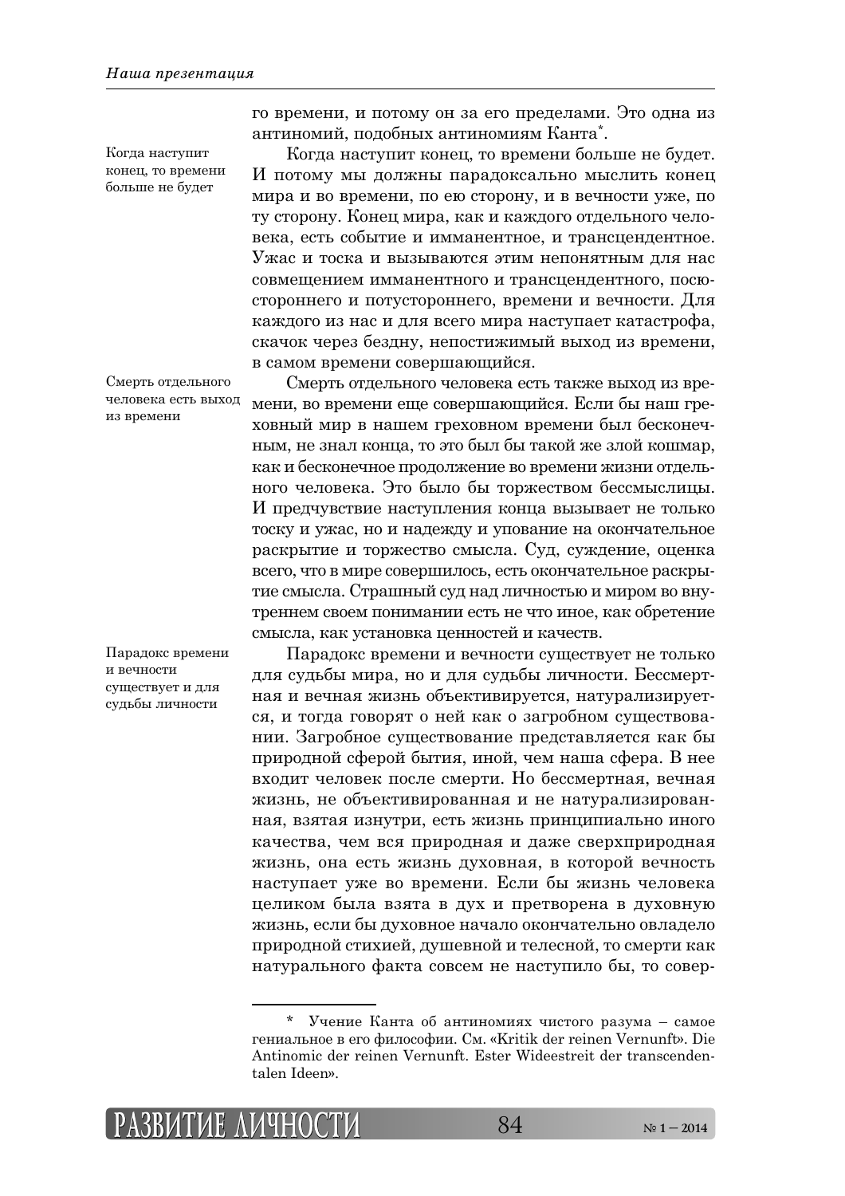го времени, и потому он за его пределами. Это одна из антиномий, подобных антиномиям Канта*.

*Когда наступит конец, то времени больше не будет*

Когда наступит конец, то времени больше не будет. И потому мы должны парадоксально мыслить конец мира и во времени, по ею сторону, и в вечности уже, по ту сторону. Конец мира, как и каждого отдельного человека, есть событие и имманентное, и трансцендентное. Ужас и тоска и вызываются этим непонятным для нас совмещением имманентного и трансцендентного, посюстороннего и потустороннего, времени и вечности. Для каждого из нас и для всего мира наступает катастрофа, скачок через бездну, непостижимый выход из времени, в самом времени совершающийся.

*Смерть отдельного человека есть выход из времени*

Смерть отдельного человека есть также выход из времени, во времени еще совершающийся. Если бы наш греховный мир в нашем греховном времени был бесконечным, не знал конца, то это был бы такой же злой кошмар, как и бесконечное продолжение во времени жизни отдельного человека. Это было бы торжеством бессмыслицы. И предчувствие наступления конца вызывает не только тоску и ужас, но и надежду и упование на окончательное раскрытие и торжество смысла. Суд, суждение, оценка всего, что в мире совершилось, есть окончательное раскрытие смысла. Страшный суд над личностью и миром во внутреннем своем понимании есть не что иное, как обретение смысла, как установка ценностей и качеств.

*Парадокс времени и вечности существует и для судьбы личности*

Парадокс времени и вечности существует не только для судьбы мира, но и для судьбы личности. Бессмертная и вечная жизнь объективируется, натурализируется, и тогда говорят о ней как о загробном существовании. Загробное существование представляется как бы природной сферой бытия, иной, чем наша сфера. В нее входит человек после смерти. Но бессмертная, вечная жизнь, не объективированная и не натурализированная, взятая изнутри, есть жизнь принципиально иного качества, чем вся природная и даже сверхприродная жизнь, она есть жизнь духовная, в которой вечность наступает уже во времени. Если бы жизнь человека целиком была взята в дух и претворена в духовную жизнь, если бы духовное начало окончательно овладело природной стихией, душевной и телесной, то смерти как натурального факта совсем не наступило бы, то совер-

---

\* Учение Канта об антиномиях чистого разума – самое гениальное в его философии. См. «Kritik der reinen Vernunft». Die Antinomie der reinen Vernunft. Ester Wideestreit der transcendentalen Ideen».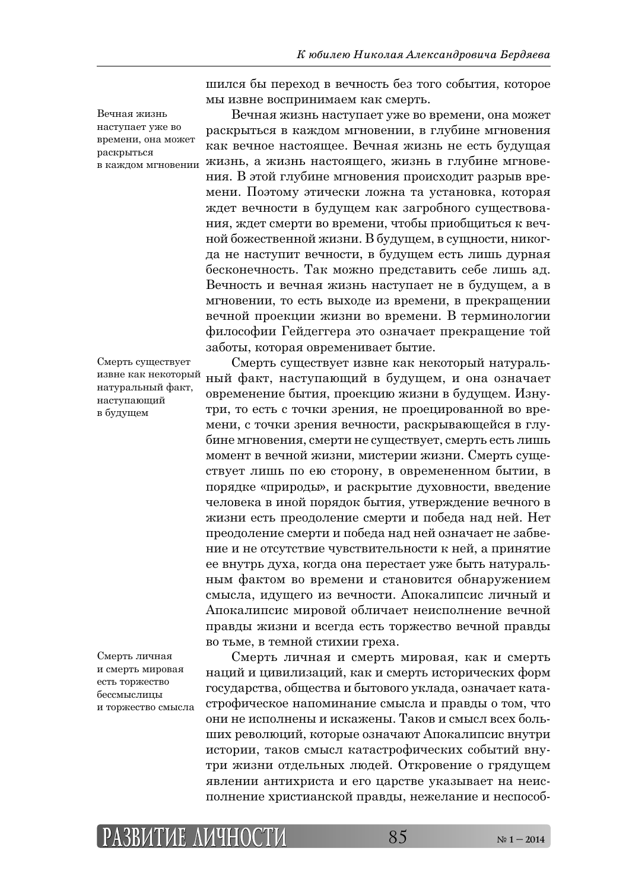шился бы переход в вечность без того события, которое мы извне воспринимаем как смерть.

> Вечная жизнь наступает уже во времени, она может раскрыться в каждом мгновении

Вечная жизнь наступает уже во времени, она может раскрыться в каждом мгновении, в глубине мгновения как вечное настоящее. Вечная жизнь не есть будущая жизнь, а жизнь настоящего, жизнь в глубине мгновения. В этой глубине мгновения происходит разрыв времени. Поэтому этически ложна та установка, которая ждет вечности в будущем как загробного существования, ждет смерти во времени, чтобы приобщиться к вечной божественной жизни. В будущем, в сущности, никогда не наступит вечности, в будущем есть лишь дурная бесконечность. Так можно представить себе лишь ад. Вечность и вечная жизнь наступает не в будущем, а в мгновении, то есть выходе из времени, в прекращении вечной проекции жизни во времени. В терминологии философии Гейдеггера это означает прекращение той заботы, которая овременивает бытие.

> Смерть существует извне как некоторый натуральный факт, наступающий в будущем

Смерть существует извне как некоторый натуральный факт, наступающий в будущем, и она означает овременение бытия, проекцию жизни в будущем. Изнутри, то есть с точки зрения, не проецированной во времени, с точки зрения вечности, раскрывающейся в глубине мгновения, смерти не существует, смерть есть лишь момент в вечной жизни, мистерии жизни. Смерть существует лишь по ею сторону, в овремененном бытии, в порядке «природы», и раскрытие духовности, введение человека в иной порядок бытия, утверждение вечного в жизни есть преодоление смерти и победа над ней. Нет преодоление смерти и победа над ней означает не забвение и не отсутствие чувствительности к ней, а принятие ее внутрь духа, когда она перестает уже быть натуральным фактом во времени и становится обнаружением смысла, идущего из вечности. Апокалипсис личный и Апокалипсис мировой обличает неисполнение вечной правды жизни и всегда есть торжество вечной правды во тьме, в темной стихии греха.

> Смерть личная и смерть мировая есть торжество бессмыслицы и торжество смысла

Смерть личная и смерть мировая, как и смерть наций и цивилизаций, как и смерть исторических форм государства, общества и бытового уклада, означает катастрофическое напоминание смысла и правды о том, что они не исполнены и искажены. Таков и смысл всех больших революций, которые означают Апокалипсис внутри истории, таков смысл катастрофических событий внутри жизни отдельных людей. Откровение о грядущем явлении антихриста и его царстве указывает на неисполнение христианской правды, нежелание и неспособ-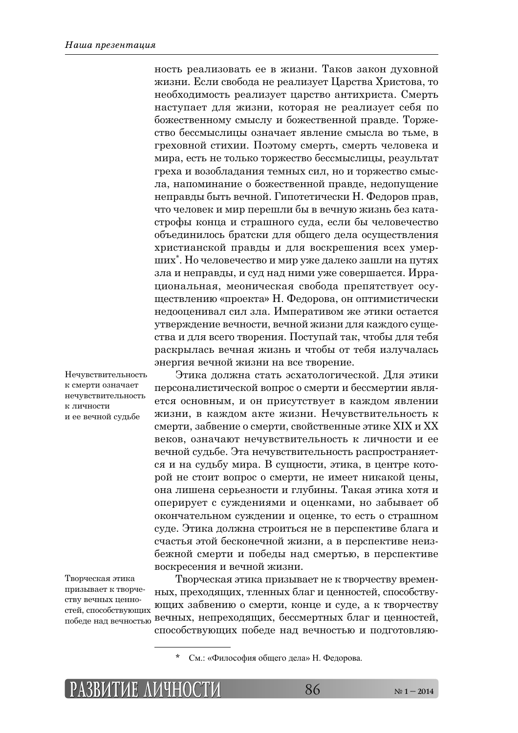ность реализовать ее в жизни. Таков закон духовной жизни. Если свобода не реализует Царства Христова, то необходимость реализует царство антихриста. Смерть наступает для жизни, которая не реализует себя по божественному смыслу и божественной правде. Торжество бессмыслицы означает явление смысла во тьме, в греховной стихии. Поэтому смерть, смерть человека и мира, есть не только торжество бессмыслицы, результат греха и возобладания темных сил, но и торжество смысла, напоминание о божественной правде, недопущение неправды быть вечной. Гипотетически Н. Федоров прав, что человек и мир перешли бы в вечную жизнь без катастрофы конца и страшного суда, если бы человечество объединилось братски для общего дела осуществления христианской правды и для воскрешения всех умерших*. Но человечество и мир уже далеко зашли на путях зла и неправды, и суд над ними уже совершается. Иррациональная, меоническая свобода препятствует осуществлению «проекта» Н. Федорова, он оптимистически недооценивал сил зла. Императивом же этики остается утверждение вечности, вечной жизни для каждого существа и для всего творения. Поступай так, чтобы для тебя раскрылась вечная жизнь и чтобы от тебя излучалась энергия вечной жизни на все творение.

*Нечувствительность к смерти означает нечувствительность к личности и ее вечной судьбе*

Этика должна стать эсхатологической. Для этики персоналистической вопрос о смерти и бессмертии является основным, и он присутствует в каждом явлении жизни, в каждом акте жизни. Нечувствительность к смерти, забвение о смерти, свойственные этике XIX и XX веков, означают нечувствительность к личности и ее вечной судьбе. Эта нечувствительность распространяется и на судьбу мира. В сущности, этика, в центре которой не стоит вопрос о смерти, не имеет никакой цены, она лишена серьезности и глубины. Такая этика хотя и оперирует с суждениями и оценками, но забывает об окончательном суждении и оценке, то есть о страшном суде. Этика должна строиться не в перспективе блага и счастья этой бесконечной жизни, а в перспективе неизбежной смерти и победы над смертью, в перспективе воскресения и вечной жизни.

*Творческая этика призывает к творчеству вечных ценностей, способствующих победе над вечностью*

Творческая этика призывает не к творчеству временных, преходящих, тленных благ и ценностей, способствующих забвению о смерти, конце и суде, а к творчеству вечных, непреходящих, бессмертных благ и ценностей, способствующих победе над вечностью и подготовляю-

---

\* См.: «Философия общего дела» Н. Федорова.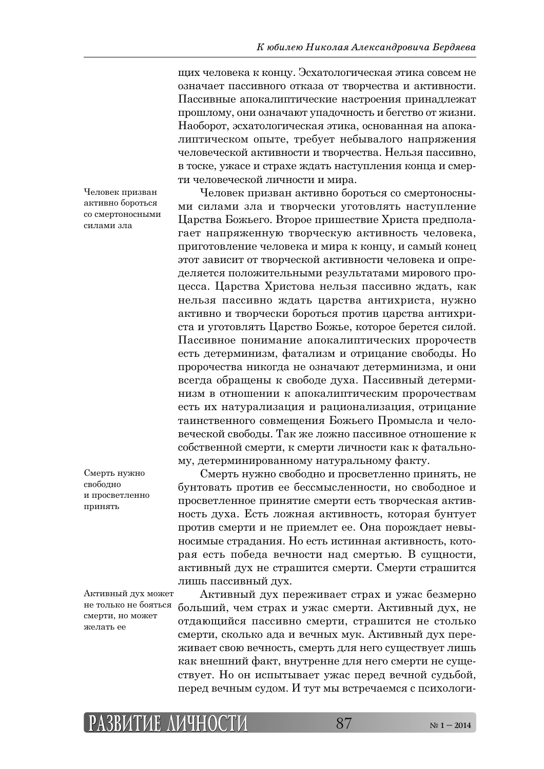щих человека к концу. Эсхатологическая этика совсем не означает пассивного отказа от творчества и активности. Пассивные апокалиптические настроения принадлежат прошлому, они означают упадочность и бегство от жизни. Наоборот, эсхатологическая этика, основанная на апокалиптическом опыте, требует небывалого напряжения человеческой активности и творчества. Нельзя пассивно, в тоске, ужасе и страхе ждать наступления конца и смерти человеческой личности и мира.

*Человек призван активно бороться со смертоносными силами зла*

Человек призван активно бороться со смертоносными силами зла и творчески уготовлять наступление Царства Божьего. Второе пришествие Христа предполагает напряженную творческую активность человека, приготовление человека и мира к концу, и самый конец этот зависит от творческой активности человека и определяется положительными результатами мирового процесса. Царства Христова нельзя пассивно ждать, как нельзя пассивно ждать царства антихриста, нужно активно и творчески бороться против царства антихриста и уготовлять Царство Божье, которое берется силой. Пассивное понимание апокалиптических пророчеств есть детерминизм, фатализм и отрицание свободы. Но пророчества никогда не означают детерминизма, и они всегда обращены к свободе духа. Пассивный детерминизм в отношении к апокалиптическим пророчествам есть их натурализация и рационализация, отрицание таинственного совмещения Божьего Промысла и человеческой свободы. Так же ложно пассивное отношение к собственной смерти, к смерти личности как к фатальному, детерминированному натуральному факту.

*Смерть нужно свободно и просветленно принять*

Смерть нужно свободно и просветленно принять, не бунтовать против ее бессмысленности, но свободное и просветленное принятие смерти есть творческая активность духа. Есть ложная активность, которая бунтует против смерти и не приемлет ее. Она порождает невыносимые страдания. Но есть истинная активность, которая есть победа вечности над смертью. В сущности, активный дух не страшится смерти. Смерти страшится лишь пассивный дух.

*Активный дух может не только не бояться смерти, но может желать ее*

Активный дух переживает страх и ужас безмерно больший, чем страх и ужас смерти. Активный дух, не отдающийся пассивно смерти, страшится не столько смерти, сколько ада и вечных мук. Активный дух переживает свою вечность, смерть для него существует лишь как внешний факт, внутренне для него смерти не существует. Но он испытывает ужас перед вечной судьбой, перед вечным судом. И тут мы встречаемся с психологи-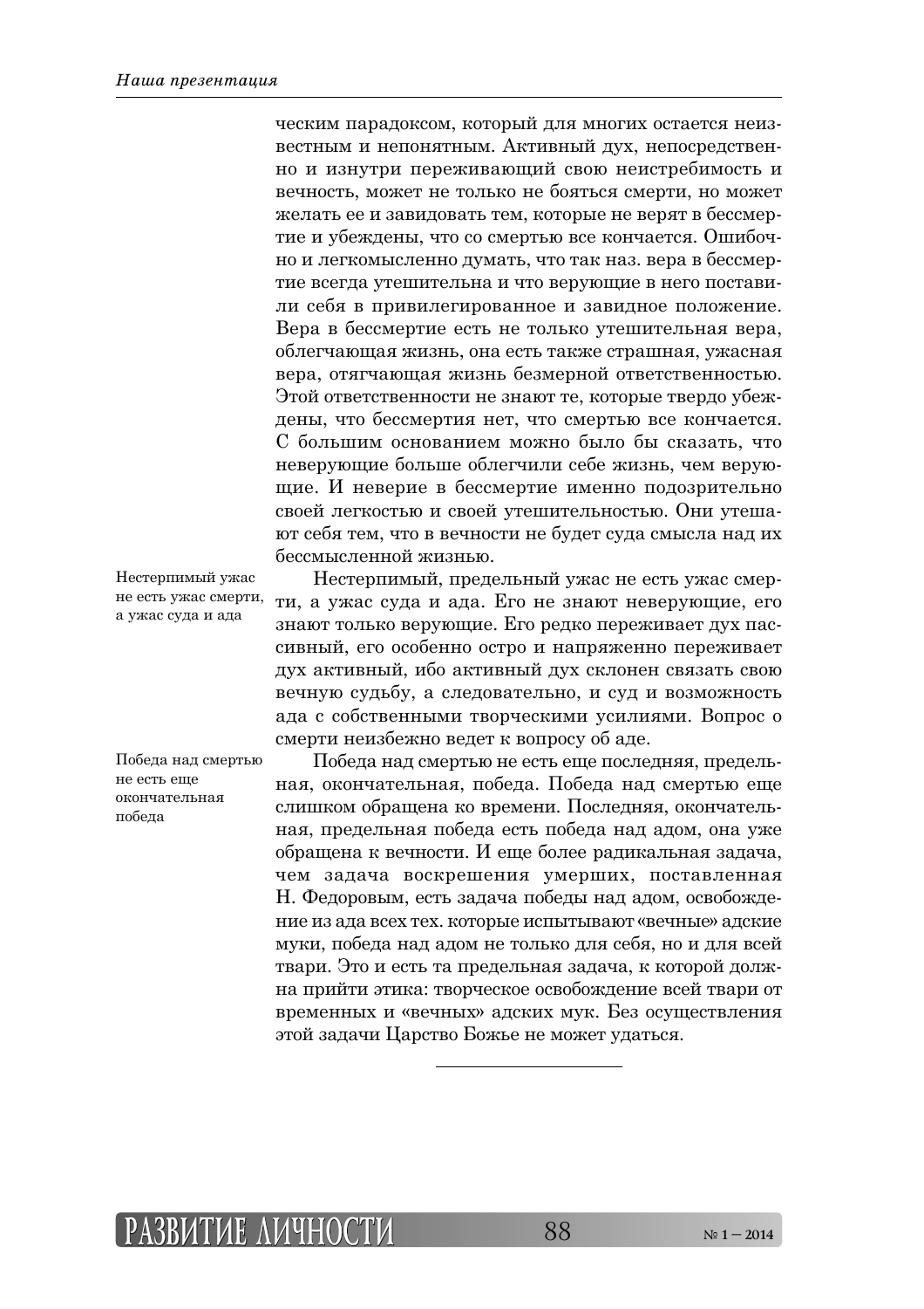ческим парадоксом, который для многих остается неизвестным и непонятным. Активный дух, непосредственно и изнутри переживающий свою неистребимость и вечность, может не только не бояться смерти, но может желать ее и завидовать тем, которые не верят в бессмертие и убеждены, что со смертью все кончается. Ошибочно и легкомысленно думать, что так наз. вера в бессмертие всегда утешительна и что верующие в него поставили себя в привилегированное и завидное положение. Вера в бессмертие есть не только утешительная вера, облегчающая жизнь, она есть также страшная, ужасная вера, отягчающая жизнь безмерной ответственностью. Этой ответственности не знают те, которые твердо убеждены, что бессмертия нет, что смертью все кончается. С большим основанием можно было бы сказать, что неверующие больше облегчили себе жизнь, чем верующие. И неверие в бессмертие именно подозрительно своей легкостью и своей утешительностью. Они утешают себя тем, что в вечности не будет суда смысла над их бессмысленной жизнью.

*Нестерпимый ужас не есть ужас смерти, а ужас суда и ада*

Нестерпимый, предельный ужас не есть ужас смерти, а ужас суда и ада. Его не знают неверующие, его знают только верующие. Его редко переживает дух пассивный, его особенно остро и напряженно переживает дух активный, ибо активный дух склонен связать свою вечную судьбу, а следовательно, и суд и возможность ада с собственными творческими усилиями. Вопрос о смерти неизбежно ведет к вопросу об аде.

*Победа над смертью не есть еще окончательная победа*

Победа над смертью не есть еще последняя, предельная, окончательная, победа. Победа над смертью еще слишком обращена ко времени. Последняя, окончательная, предельная победа есть победа над адом, она уже обращена к вечности. И еще более радикальная задача, чем задача воскрешения умерших, поставленная Н. Федоровым, есть задача победы над адом, освобождение из ада всех тех. которые испытывают «вечные» адские муки, победа над адом не только для себя, но и для всей твари. Это и есть та предельная задача, к которой должна прийти этика: творческое освобождение всей твари от временных и «вечных» адских мук. Без осуществления этой задачи Царство Божье не может удаться.

---